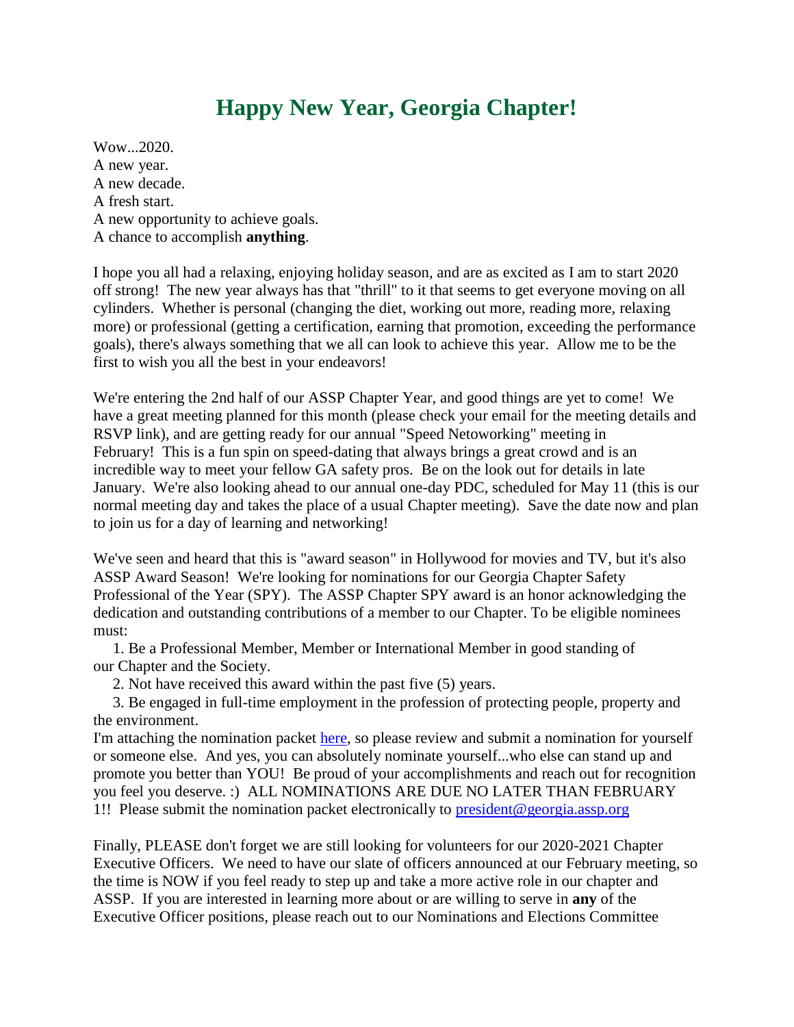# Happy New Year, Georgia Chapter!

Wow...2020.
A new year.
A new decade.
A fresh start.
A new opportunity to achieve goals.
A chance to accomplish **anything**.

I hope you all had a relaxing, enjoying holiday season, and are as excited as I am to start 2020 off strong!  The new year always has that "thrill" to it that seems to get everyone moving on all cylinders.  Whether is personal (changing the diet, working out more, reading more, relaxing more) or professional (getting a certification, earning that promotion, exceeding the performance goals), there's always something that we all can look to achieve this year.  Allow me to be the first to wish you all the best in your endeavors!

We're entering the 2nd half of our ASSP Chapter Year, and good things are yet to come!  We have a great meeting planned for this month (please check your email for the meeting details and RSVP link), and are getting ready for our annual "Speed Netoworking" meeting in February!  This is a fun spin on speed-dating that always brings a great crowd and is an incredible way to meet your fellow GA safety pros.  Be on the look out for details in late January.  We're also looking ahead to our annual one-day PDC, scheduled for May 11 (this is our normal meeting day and takes the place of a usual Chapter meeting).  Save the date now and plan to join us for a day of learning and networking!

We've seen and heard that this is "award season" in Hollywood for movies and TV, but it's also ASSP Award Season!  We're looking for nominations for our Georgia Chapter Safety Professional of the Year (SPY).  The ASSP Chapter SPY award is an honor acknowledging the dedication and outstanding contributions of a member to our Chapter. To be eligible nominees must:

1. Be a Professional Member, Member or International Member in good standing of our Chapter and the Society.
2. Not have received this award within the past five (5) years.
3. Be engaged in full-time employment in the profession of protecting people, property and the environment.

I'm attaching the nomination packet here, so please review and submit a nomination for yourself or someone else.  And yes, you can absolutely nominate yourself...who else can stand up and promote you better than YOU!  Be proud of your accomplishments and reach out for recognition you feel you deserve. :)  ALL NOMINATIONS ARE DUE NO LATER THAN FEBRUARY 1!!  Please submit the nomination packet electronically to president@georgia.assp.org

Finally, PLEASE don't forget we are still looking for volunteers for our 2020-2021 Chapter Executive Officers.  We need to have our slate of officers announced at our February meeting, so the time is NOW if you feel ready to step up and take a more active role in our chapter and ASSP.  If you are interested in learning more about or are willing to serve in **any** of the Executive Officer positions, please reach out to our Nominations and Elections Committee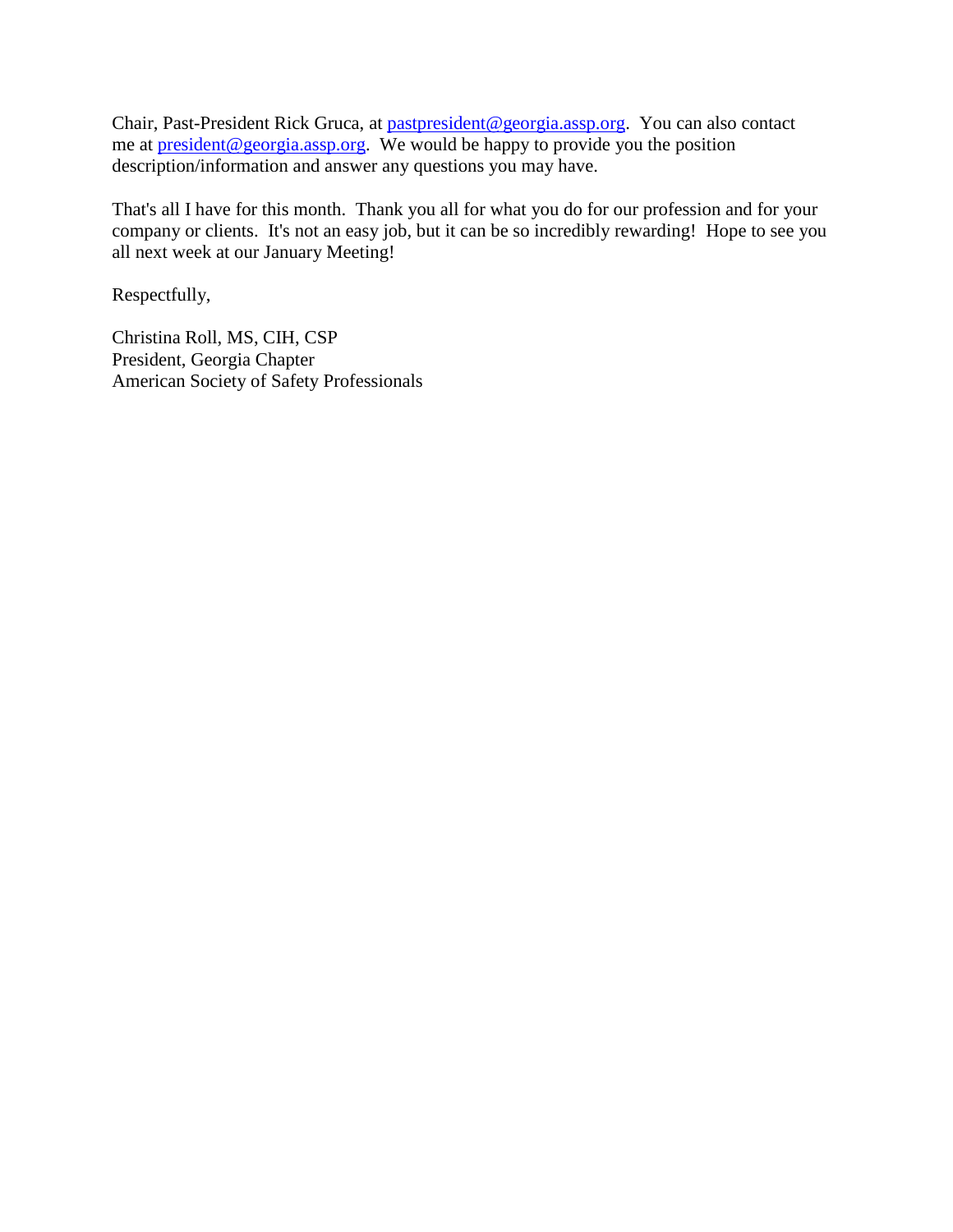Chair, Past-President Rick Gruca, at pastpresident@georgia.assp.org. You can also contact me at president@georgia.assp.org. We would be happy to provide you the position description/information and answer any questions you may have.

That's all I have for this month. Thank you all for what you do for our profession and for your company or clients. It's not an easy job, but it can be so incredibly rewarding! Hope to see you all next week at our January Meeting!

Respectfully,

Christina Roll, MS, CIH, CSP
President, Georgia Chapter
American Society of Safety Professionals